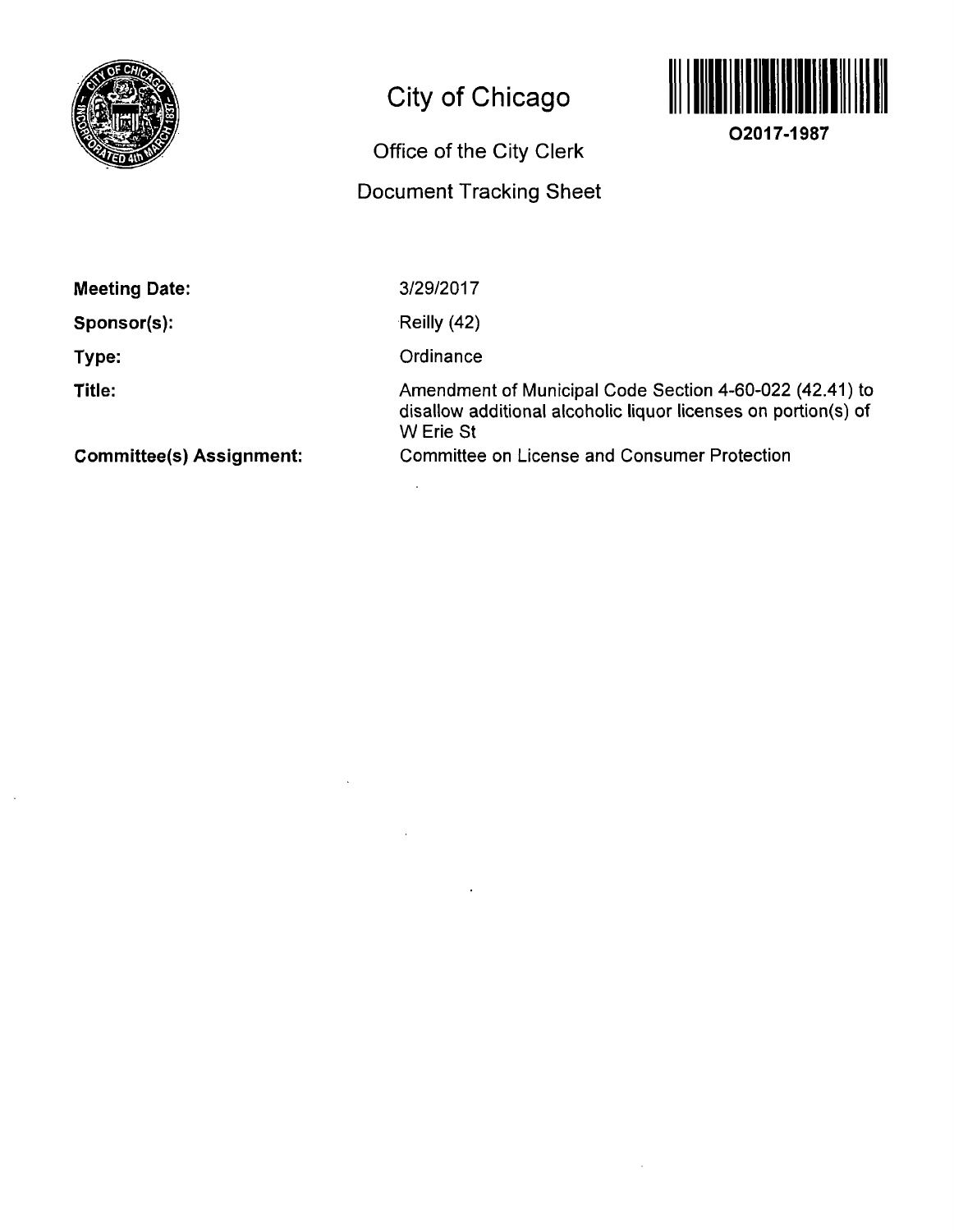# City of Chicago

## Office of the City Clerk

## Document Tracking Sheet

O2017-1987

**Meeting Date:** 3/29/2017

**Sponsor(s):** Reilly (42)

**Type:** Ordinance

**Title:** Amendment of Municipal Code Section 4-60-022 (42.41) to disallow additional alcoholic liquor licenses on portion(s) of W Erie St

**Committee(s) Assignment:** Committee on License and Consumer Protection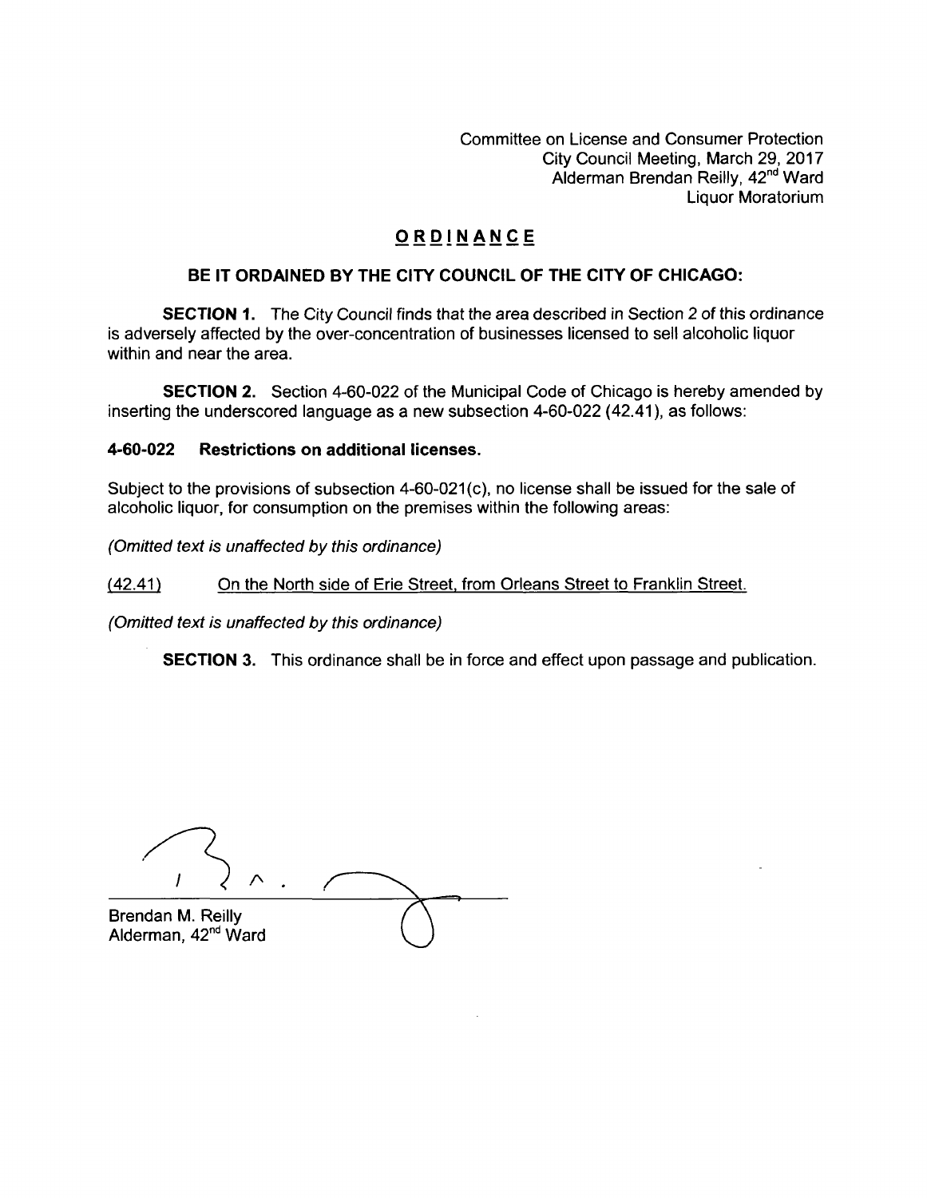Committee on License and Consumer Protection
City Council Meeting, March 29, 2017
Alderman Brendan Reilly, 42nd Ward
Liquor Moratorium

# ORDINANCE

## BE IT ORDAINED BY THE CITY COUNCIL OF THE CITY OF CHICAGO:

**SECTION 1.** The City Council finds that the area described in Section 2 of this ordinance is adversely affected by the over-concentration of businesses licensed to sell alcoholic liquor within and near the area.

**SECTION 2.** Section 4-60-022 of the Municipal Code of Chicago is hereby amended by inserting the underscored language as a new subsection 4-60-022 (42.41), as follows:

**4-60-022 Restrictions on additional licenses.**

Subject to the provisions of subsection 4-60-021(c), no license shall be issued for the sale of alcoholic liquor, for consumption on the premises within the following areas:

*(Omitted text is unaffected by this ordinance)*

<u>(42.41)</u> <u>On the North side of Erie Street, from Orleans Street to Franklin Street.</u>

*(Omitted text is unaffected by this ordinance)*

**SECTION 3.** This ordinance shall be in force and effect upon passage and publication.

Brendan M. Reilly
Alderman, 42nd Ward